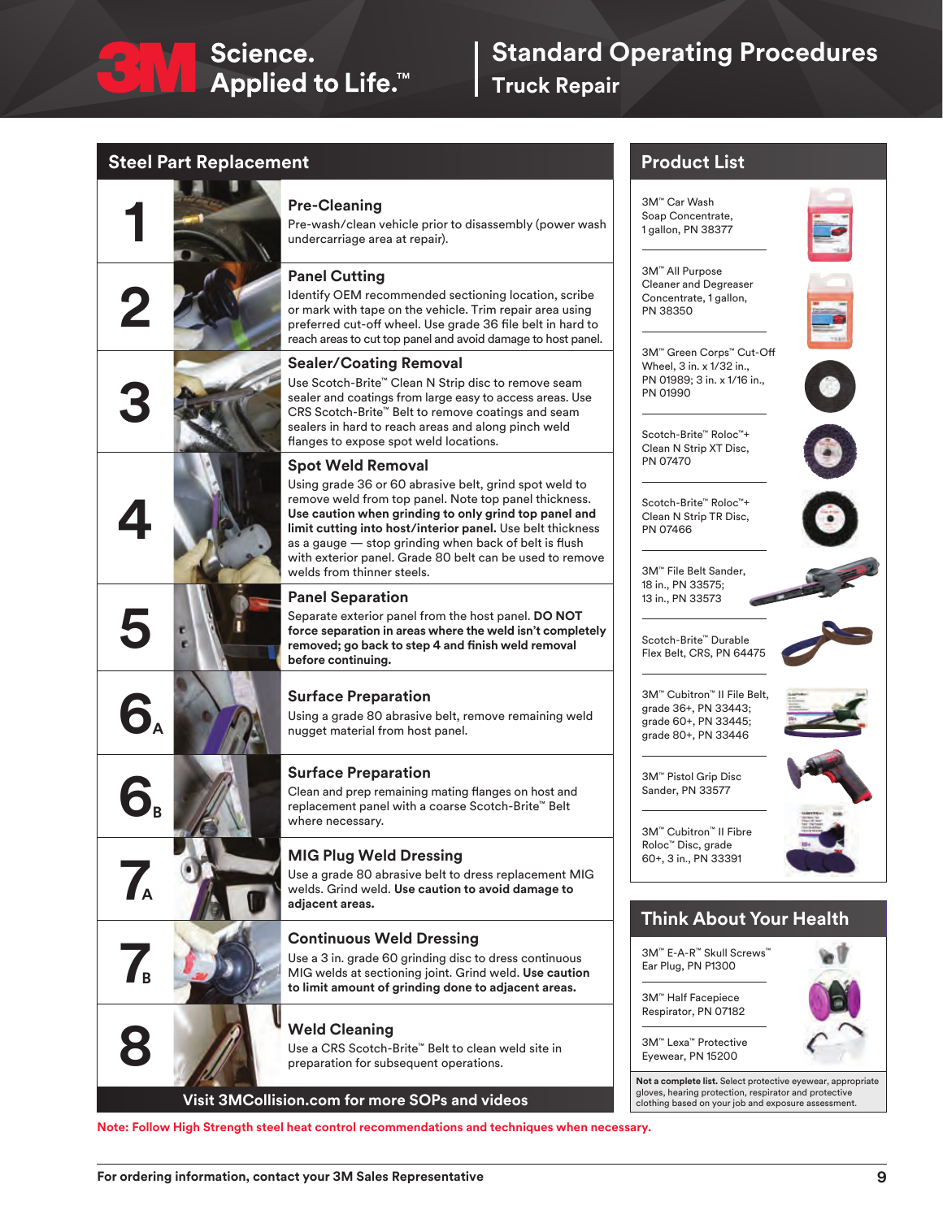# Standard Operating Procedures

## Truck Repair

## Steel Part Replacement

### 1 Pre-Cleaning
Pre-wash/clean vehicle prior to disassembly (power wash undercarriage area at repair).

### 2 Panel Cutting
Identify OEM recommended sectioning location, scribe or mark with tape on the vehicle. Trim repair area using preferred cut-off wheel. Use grade 36 file belt in hard to reach areas to cut top panel and avoid damage to host panel.

### 3 Sealer/Coating Removal
Use Scotch-Brite™ Clean N Strip disc to remove seam sealer and coatings from large easy to access areas. Use CRS Scotch-Brite™ Belt to remove coatings and seam sealers in hard to reach areas and along pinch weld flanges to expose spot weld locations.

### 4 Spot Weld Removal
Using grade 36 or 60 abrasive belt, grind spot weld to remove weld from top panel. Note top panel thickness. **Use caution when grinding to only grind top panel and limit cutting into host/interior panel.** Use belt thickness as a gauge — stop grinding when back of belt is flush with exterior panel. Grade 80 belt can be used to remove welds from thinner steels.

### 5 Panel Separation
Separate exterior panel from the host panel. **DO NOT force separation in areas where the weld isn't completely removed; go back to step 4 and finish weld removal before continuing.**

### 6A Surface Preparation
Using a grade 80 abrasive belt, remove remaining weld nugget material from host panel.

### 6B Surface Preparation
Clean and prep remaining mating flanges on host and replacement panel with a coarse Scotch-Brite™ Belt where necessary.

### 7A MIG Plug Weld Dressing
Use a grade 80 abrasive belt to dress replacement MIG welds. Grind weld. **Use caution to avoid damage to adjacent areas.**

### 7B Continuous Weld Dressing
Use a 3 in. grade 60 grinding disc to dress continuous MIG welds at sectioning joint. Grind weld. **Use caution to limit amount of grinding done to adjacent areas.**

### 8 Weld Cleaning
Use a CRS Scotch-Brite™ Belt to clean weld site in preparation for subsequent operations.

**Visit 3MCollision.com for more SOPs and videos**

## Product List

- 3M™ Car Wash Soap Concentrate, 1 gallon, PN 38377
- 3M™ All Purpose Cleaner and Degreaser Concentrate, 1 gallon, PN 38350
- 3M™ Green Corps™ Cut-Off Wheel, 3 in. x 1/32 in., PN 01989; 3 in. x 1/16 in., PN 01990
- Scotch-Brite™ Roloc™+ Clean N Strip XT Disc, PN 07470
- Scotch-Brite™ Roloc™+ Clean N Strip TR Disc, PN 07466
- 3M™ File Belt Sander, 18 in., PN 33575; 13 in., PN 33573
- Scotch-Brite™ Durable Flex Belt, CRS, PN 64475
- 3M™ Cubitron™ II File Belt, grade 36+, PN 33443; grade 60+, PN 33445; grade 80+, PN 33446
- 3M™ Pistol Grip Disc Sander, PN 33577
- 3M™ Cubitron™ II Fibre Roloc™ Disc, grade 60+, 3 in., PN 33391

## Think About Your Health

- 3M™ E-A-R™ Skull Screws™ Ear Plug, PN P1300
- 3M™ Half Facepiece Respirator, PN 07182
- 3M™ Lexa™ Protective Eyewear, PN 15200

**Not a complete list.** Select protective eyewear, appropriate gloves, hearing protection, respirator and protective clothing based on your job and exposure assessment.

**Note: Follow High Strength steel heat control recommendations and techniques when necessary.**

**For ordering information, contact your 3M Sales Representative**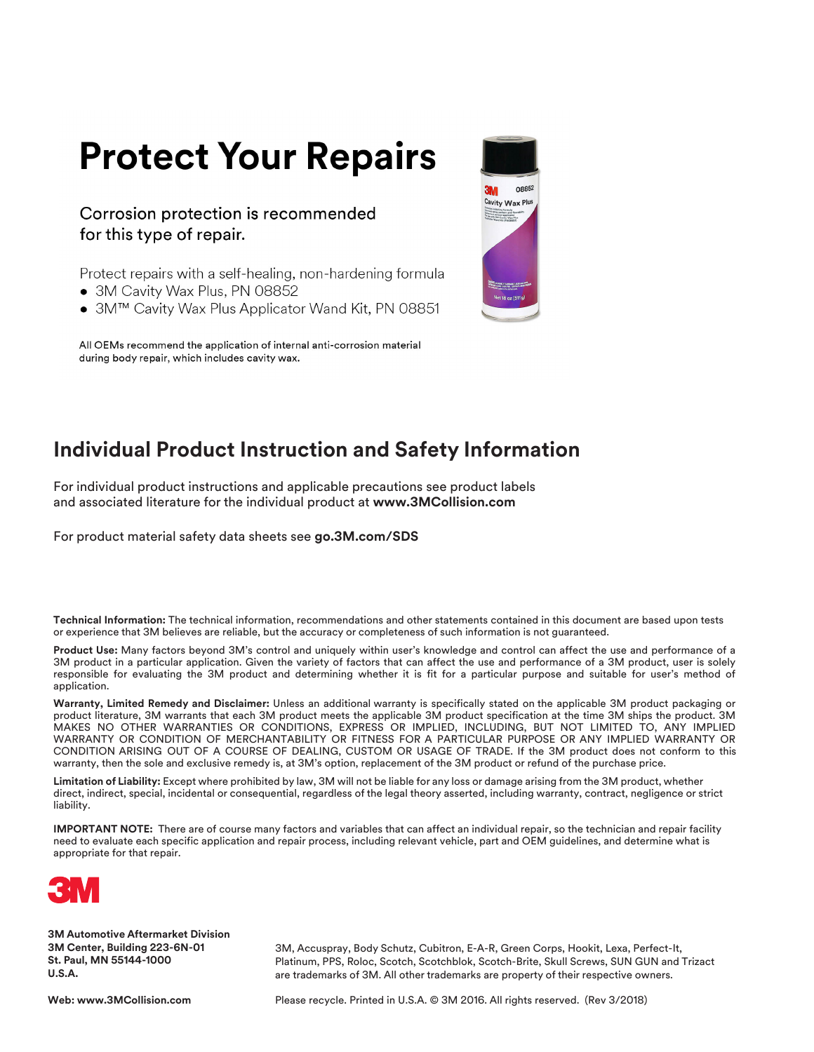# Protect Your Repairs

Corrosion protection is recommended for this type of repair.

Protect repairs with a self-healing, non-hardening formula

- 3M Cavity Wax Plus, PN 08852
- 3M™ Cavity Wax Plus Applicator Wand Kit, PN 08851

All OEMs recommend the application of internal anti-corrosion material during body repair, which includes cavity wax.

## Individual Product Instruction and Safety Information

For individual product instructions and applicable precautions see product labels and associated literature for the individual product at **www.3MCollision.com**

For product material safety data sheets see **go.3M.com/SDS**

**Technical Information:** The technical information, recommendations and other statements contained in this document are based upon tests or experience that 3M believes are reliable, but the accuracy or completeness of such information is not guaranteed.

**Product Use:** Many factors beyond 3M's control and uniquely within user's knowledge and control can affect the use and performance of a 3M product in a particular application. Given the variety of factors that can affect the use and performance of a 3M product, user is solely responsible for evaluating the 3M product and determining whether it is fit for a particular purpose and suitable for user's method of application.

**Warranty, Limited Remedy and Disclaimer:** Unless an additional warranty is specifically stated on the applicable 3M product packaging or product literature, 3M warrants that each 3M product meets the applicable 3M product specification at the time 3M ships the product. 3M MAKES NO OTHER WARRANTIES OR CONDITIONS, EXPRESS OR IMPLIED, INCLUDING, BUT NOT LIMITED TO, ANY IMPLIED WARRANTY OR CONDITION OF MERCHANTABILITY OR FITNESS FOR A PARTICULAR PURPOSE OR ANY IMPLIED WARRANTY OR CONDITION ARISING OUT OF A COURSE OF DEALING, CUSTOM OR USAGE OF TRADE. If the 3M product does not conform to this warranty, then the sole and exclusive remedy is, at 3M's option, replacement of the 3M product or refund of the purchase price.

**Limitation of Liability:** Except where prohibited by law, 3M will not be liable for any loss or damage arising from the 3M product, whether direct, indirect, special, incidental or consequential, regardless of the legal theory asserted, including warranty, contract, negligence or strict liability.

**IMPORTANT NOTE:** There are of course many factors and variables that can affect an individual repair, so the technician and repair facility need to evaluate each specific application and repair process, including relevant vehicle, part and OEM guidelines, and determine what is appropriate for that repair.

**3M Automotive Aftermarket Division**
**3M Center, Building 223-6N-01**
**St. Paul, MN 55144-1000**
**U.S.A.**

**Web: www.3MCollision.com**

3M, Accuspray, Body Schutz, Cubitron, E-A-R, Green Corps, Hookit, Lexa, Perfect-It, Platinum, PPS, Roloc, Scotch, Scotchblok, Scotch-Brite, Skull Screws, SUN GUN and Trizact are trademarks of 3M. All other trademarks are property of their respective owners.

Please recycle. Printed in U.S.A. © 3M 2016. All rights reserved. (Rev 3/2018)